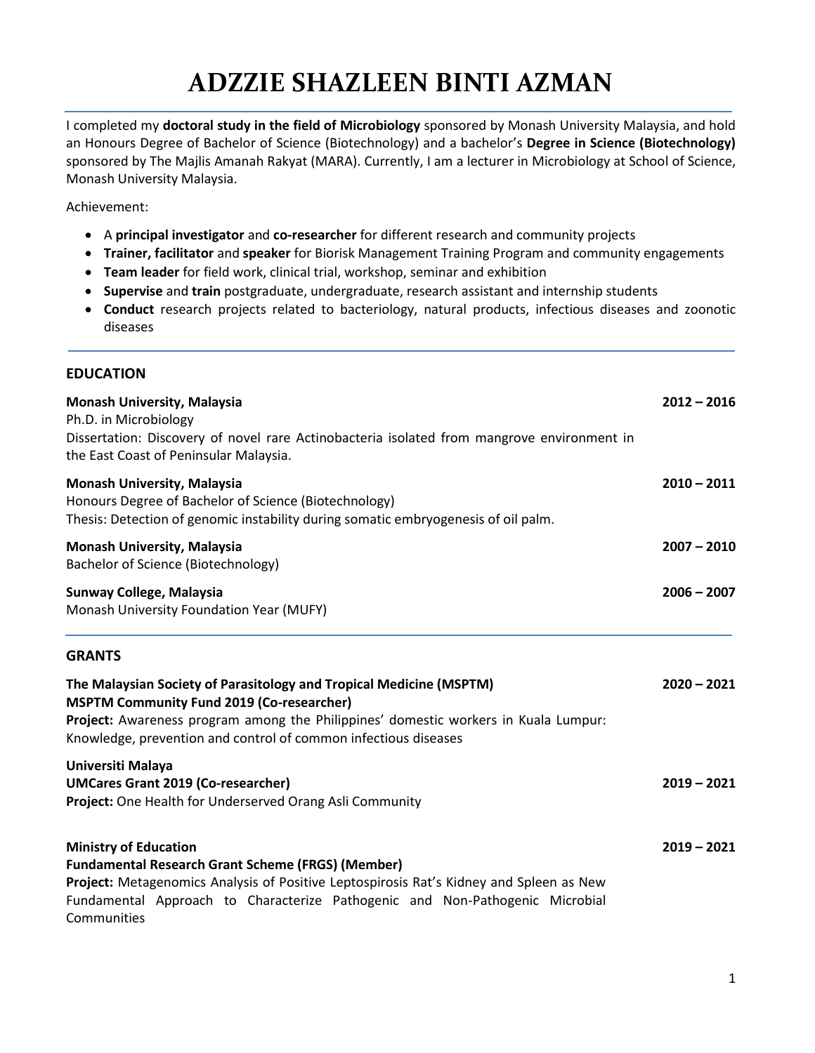# ADZZIE SHAZLEEN BINTI AZMAN

I completed my **doctoral study in the field of Microbiology** sponsored by Monash University Malaysia, and hold an Honours Degree of Bachelor of Science (Biotechnology) and a bachelor's **Degree in Science (Biotechnology)** sponsored by The Majlis Amanah Rakyat (MARA). Currently, I am a lecturer in Microbiology at School of Science, Monash University Malaysia.

Achievement:

- A **principal investigator** and **co-researcher** for different research and community projects
- **Trainer, facilitator** and **speaker** for Biorisk Management Training Program and community engagements
- **Team leader** for field work, clinical trial, workshop, seminar and exhibition
- **Supervise** and **train** postgraduate, undergraduate, research assistant and internship students
- **Conduct** research projects related to bacteriology, natural products, infectious diseases and zoonotic diseases

## EDUCATION

**Monash University, Malaysia** — **2012 – 2016**
Ph.D. in Microbiology
Dissertation: Discovery of novel rare Actinobacteria isolated from mangrove environment in the East Coast of Peninsular Malaysia.

**Monash University, Malaysia** — **2010 – 2011**
Honours Degree of Bachelor of Science (Biotechnology)
Thesis: Detection of genomic instability during somatic embryogenesis of oil palm.

**Monash University, Malaysia** — **2007 – 2010**
Bachelor of Science (Biotechnology)

**Sunway College, Malaysia** — **2006 – 2007**
Monash University Foundation Year (MUFY)

## GRANTS

**The Malaysian Society of Parasitology and Tropical Medicine (MSPTM)** — **2020 – 2021**
**MSPTM Community Fund 2019 (Co-researcher)**
**Project:** Awareness program among the Philippines' domestic workers in Kuala Lumpur: Knowledge, prevention and control of common infectious diseases

**Universiti Malaya**
**UMCares Grant 2019 (Co-researcher)** — **2019 – 2021**
**Project:** One Health for Underserved Orang Asli Community

**Ministry of Education** — **2019 – 2021**
**Fundamental Research Grant Scheme (FRGS) (Member)**
**Project:** Metagenomics Analysis of Positive Leptospirosis Rat's Kidney and Spleen as New Fundamental Approach to Characterize Pathogenic and Non-Pathogenic Microbial Communities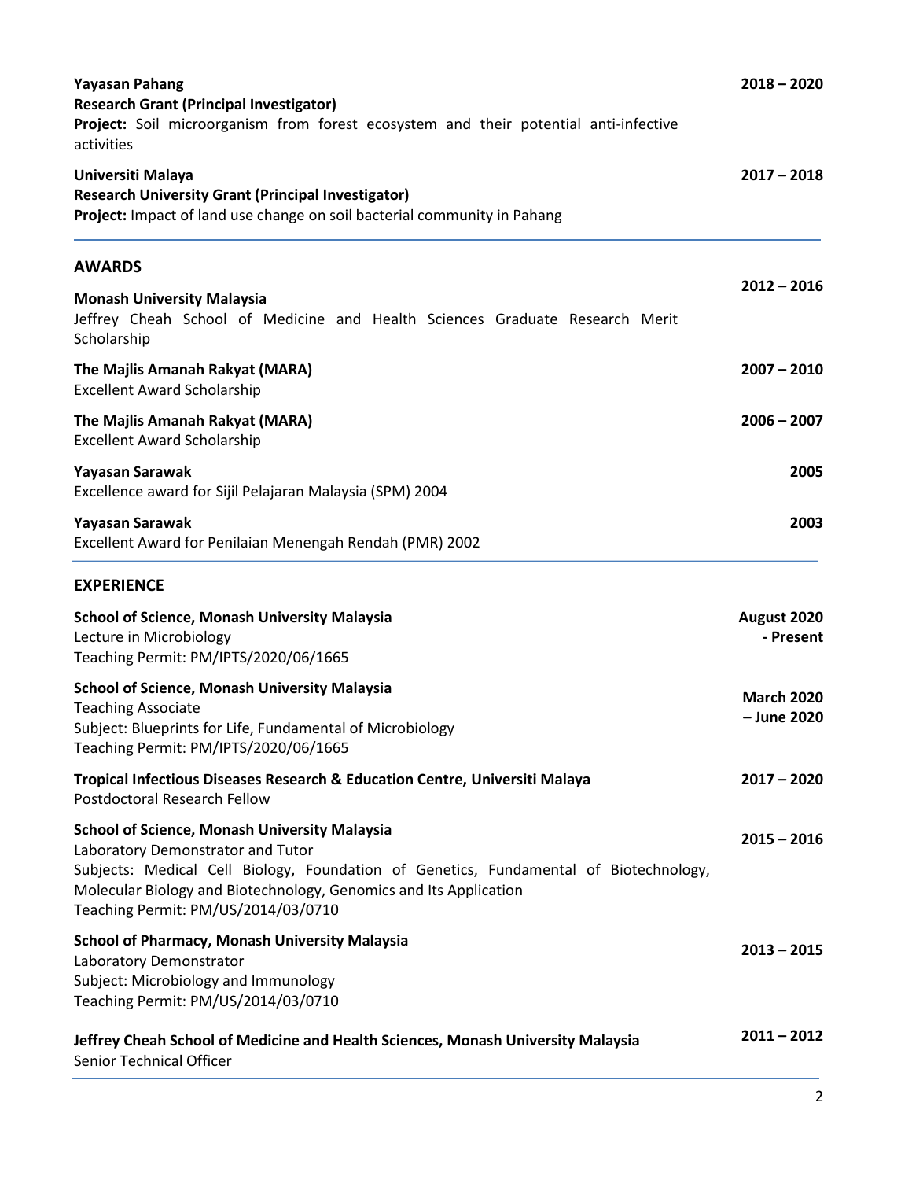**Yayasan Pahang** **2018 – 2020**
**Research Grant (Principal Investigator)**
**Project:** Soil microorganism from forest ecosystem and their potential anti-infective activities

**Universiti Malaya** **2017 – 2018**
**Research University Grant (Principal Investigator)**
**Project:** Impact of land use change on soil bacterial community in Pahang

## AWARDS

**Monash University Malaysia** **2012 – 2016**
Jeffrey Cheah School of Medicine and Health Sciences Graduate Research Merit Scholarship

**The Majlis Amanah Rakyat (MARA)** **2007 – 2010**
Excellent Award Scholarship

**The Majlis Amanah Rakyat (MARA)** **2006 – 2007**
Excellent Award Scholarship

**Yayasan Sarawak** **2005**
Excellence award for Sijil Pelajaran Malaysia (SPM) 2004

**Yayasan Sarawak** **2003**
Excellent Award for Penilaian Menengah Rendah (PMR) 2002

## EXPERIENCE

**School of Science, Monash University Malaysia** **August 2020 - Present**
Lecture in Microbiology
Teaching Permit: PM/IPTS/2020/06/1665

**School of Science, Monash University Malaysia** **March 2020 – June 2020**
Teaching Associate
Subject: Blueprints for Life, Fundamental of Microbiology
Teaching Permit: PM/IPTS/2020/06/1665

**Tropical Infectious Diseases Research & Education Centre, Universiti Malaya** **2017 – 2020**
Postdoctoral Research Fellow

**School of Science, Monash University Malaysia** **2015 – 2016**
Laboratory Demonstrator and Tutor
Subjects: Medical Cell Biology, Foundation of Genetics, Fundamental of Biotechnology, Molecular Biology and Biotechnology, Genomics and Its Application
Teaching Permit: PM/US/2014/03/0710

**School of Pharmacy, Monash University Malaysia** **2013 – 2015**
Laboratory Demonstrator
Subject: Microbiology and Immunology
Teaching Permit: PM/US/2014/03/0710

**Jeffrey Cheah School of Medicine and Health Sciences, Monash University Malaysia** **2011 – 2012**
Senior Technical Officer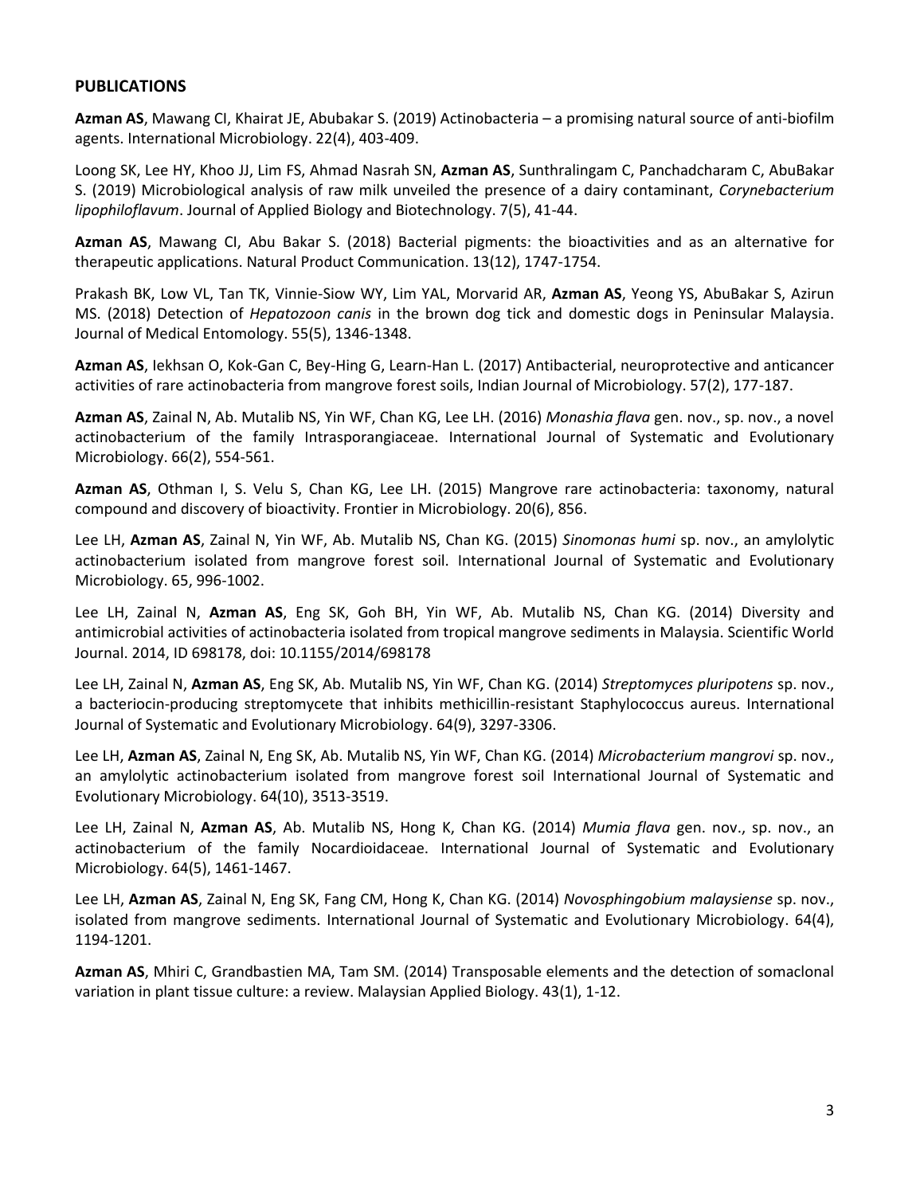## PUBLICATIONS

**Azman AS**, Mawang CI, Khairat JE, Abubakar S. (2019) Actinobacteria – a promising natural source of anti-biofilm agents. International Microbiology. 22(4), 403-409.

Loong SK, Lee HY, Khoo JJ, Lim FS, Ahmad Nasrah SN, **Azman AS**, Sunthralingam C, Panchadcharam C, AbuBakar S. (2019) Microbiological analysis of raw milk unveiled the presence of a dairy contaminant, *Corynebacterium lipophiloflavum*. Journal of Applied Biology and Biotechnology. 7(5), 41-44.

**Azman AS**, Mawang CI, Abu Bakar S. (2018) Bacterial pigments: the bioactivities and as an alternative for therapeutic applications. Natural Product Communication. 13(12), 1747-1754.

Prakash BK, Low VL, Tan TK, Vinnie-Siow WY, Lim YAL, Morvarid AR, **Azman AS**, Yeong YS, AbuBakar S, Azirun MS. (2018) Detection of *Hepatozoon canis* in the brown dog tick and domestic dogs in Peninsular Malaysia. Journal of Medical Entomology. 55(5), 1346-1348.

**Azman AS**, Iekhsan O, Kok-Gan C, Bey-Hing G, Learn-Han L. (2017) Antibacterial, neuroprotective and anticancer activities of rare actinobacteria from mangrove forest soils, Indian Journal of Microbiology. 57(2), 177-187.

**Azman AS**, Zainal N, Ab. Mutalib NS, Yin WF, Chan KG, Lee LH. (2016) *Monashia flava* gen. nov., sp. nov., a novel actinobacterium of the family Intrasporangiaceae. International Journal of Systematic and Evolutionary Microbiology. 66(2), 554-561.

**Azman AS**, Othman I, S. Velu S, Chan KG, Lee LH. (2015) Mangrove rare actinobacteria: taxonomy, natural compound and discovery of bioactivity. Frontier in Microbiology. 20(6), 856.

Lee LH, **Azman AS**, Zainal N, Yin WF, Ab. Mutalib NS, Chan KG. (2015) *Sinomonas humi* sp. nov., an amylolytic actinobacterium isolated from mangrove forest soil. International Journal of Systematic and Evolutionary Microbiology. 65, 996-1002.

Lee LH, Zainal N, **Azman AS**, Eng SK, Goh BH, Yin WF, Ab. Mutalib NS, Chan KG. (2014) Diversity and antimicrobial activities of actinobacteria isolated from tropical mangrove sediments in Malaysia. Scientific World Journal. 2014, ID 698178, doi: 10.1155/2014/698178

Lee LH, Zainal N, **Azman AS**, Eng SK, Ab. Mutalib NS, Yin WF, Chan KG. (2014) *Streptomyces pluripotens* sp. nov., a bacteriocin-producing streptomycete that inhibits methicillin-resistant Staphylococcus aureus. International Journal of Systematic and Evolutionary Microbiology. 64(9), 3297-3306.

Lee LH, **Azman AS**, Zainal N, Eng SK, Ab. Mutalib NS, Yin WF, Chan KG. (2014) *Microbacterium mangrovi* sp. nov., an amylolytic actinobacterium isolated from mangrove forest soil International Journal of Systematic and Evolutionary Microbiology. 64(10), 3513-3519.

Lee LH, Zainal N, **Azman AS**, Ab. Mutalib NS, Hong K, Chan KG. (2014) *Mumia flava* gen. nov., sp. nov., an actinobacterium of the family Nocardioidaceae. International Journal of Systematic and Evolutionary Microbiology. 64(5), 1461-1467.

Lee LH, **Azman AS**, Zainal N, Eng SK, Fang CM, Hong K, Chan KG. (2014) *Novosphingobium malaysiense* sp. nov., isolated from mangrove sediments. International Journal of Systematic and Evolutionary Microbiology. 64(4), 1194-1201.

**Azman AS**, Mhiri C, Grandbastien MA, Tam SM. (2014) Transposable elements and the detection of somaclonal variation in plant tissue culture: a review. Malaysian Applied Biology. 43(1), 1-12.